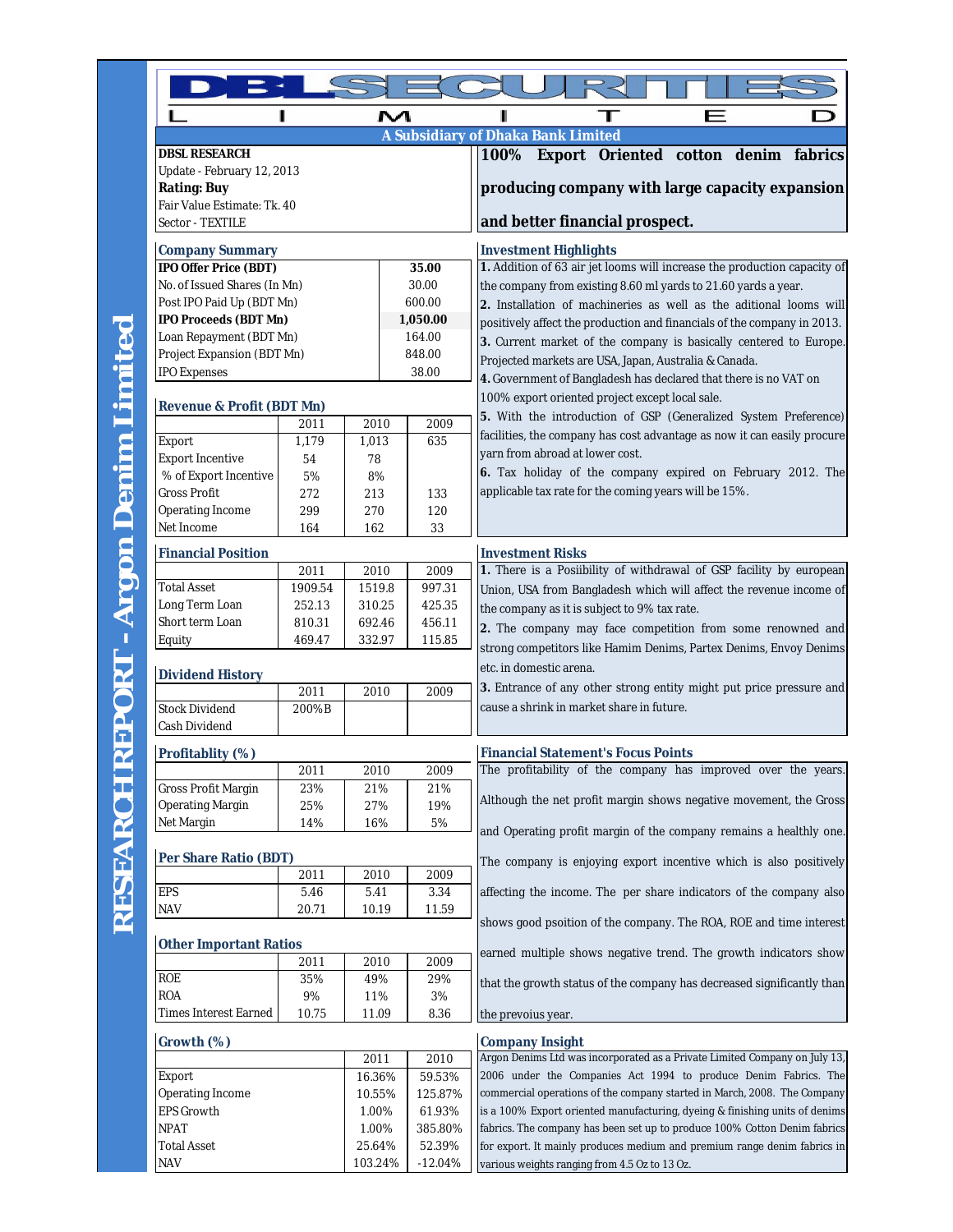# DBL SECURITIES LIMITED

A Subsidiary of Dhaka Bank Limited

# RESEARCH REPORT - Argon Denim Limited

**DBSL RESEARCH**
Update - February 12, 2013
**Rating: Buy**
Fair Value Estimate: Tk. 40
Sector - TEXTILE

## 100% Export Oriented cotton denim fabrics producing company with large capacity expansion and better financial prospect.

### Company Summary

| | |
|---|---|
| **IPO Offer Price (BDT)** | **35.00** |
| No. of Issued Shares (In Mn) | 30.00 |
| Post IPO Paid Up (BDT Mn) | 600.00 |
| **IPO Proceeds (BDT Mn)** | **1,050.00** |
| Loan Repayment (BDT Mn) | 164.00 |
| Project Expansion (BDT Mn) | 848.00 |
| IPO Expenses | 38.00 |

### Revenue & Profit (BDT Mn)

| | 2011 | 2010 | 2009 |
|---|---|---|---|
| Export | 1,179 | 1,013 | 635 |
| Export Incentive | 54 | 78 | |
| % of Export Incentive | 5% | 8% | |
| Gross Profit | 272 | 213 | 133 |
| Operating Income | 299 | 270 | 120 |
| Net Income | 164 | 162 | 33 |

### Financial Position

| | 2011 | 2010 | 2009 |
|---|---|---|---|
| Total Asset | 1909.54 | 1519.8 | 997.31 |
| Long Term Loan | 252.13 | 310.25 | 425.35 |
| Short term Loan | 810.31 | 692.46 | 456.11 |
| Equity | 469.47 | 332.97 | 115.85 |

### Dividend History

| | 2011 | 2010 | 2009 |
|---|---|---|---|
| Stock Dividend | 200%B | | |
| Cash Dividend | | | |

### Profitablity (%)

| | 2011 | 2010 | 2009 |
|---|---|---|---|
| Gross Profit Margin | 23% | 21% | 21% |
| Operating Margin | 25% | 27% | 19% |
| Net Margin | 14% | 16% | 5% |

### Per Share Ratio (BDT)

| | 2011 | 2010 | 2009 |
|---|---|---|---|
| EPS | 5.46 | 5.41 | 3.34 |
| NAV | 20.71 | 10.19 | 11.59 |

### Other Important Ratios

| | 2011 | 2010 | 2009 |
|---|---|---|---|
| ROE | 35% | 49% | 29% |
| ROA | 9% | 11% | 3% |
| Times Interest Earned | 10.75 | 11.09 | 8.36 |

### Growth (%)

| | 2011 | 2010 |
|---|---|---|
| Export | 16.36% | 59.53% |
| Operating Income | 10.55% | 125.87% |
| EPS Growth | 1.00% | 61.93% |
| NPAT | 1.00% | 385.80% |
| Total Asset | 25.64% | 52.39% |
| NAV | 103.24% | -12.04% |

### Investment Highlights

**1.** Addition of 63 air jet looms will increase the production capacity of the company from existing 8.60 ml yards to 21.60 yards a year.

**2.** Installation of machineries as well as the aditional looms will positively affect the production and financials of the company in 2013.

**3.** Current market of the company is basically centered to Europe. Projected markets are USA, Japan, Australia & Canada.

**4.** Government of Bangladesh has declared that there is no VAT on 100% export oriented project except local sale.

**5.** With the introduction of GSP (Generalized System Preference) facilities, the company has cost advantage as now it can easily procure yarn from abroad at lower cost.

**6.** Tax holiday of the company expired on February 2012. The applicable tax rate for the coming years will be 15%.

### Investment Risks

**1.** There is a Posiibility of withdrawal of GSP facility by european Union, USA from Bangladesh which will affect the revenue income of the company as it is subject to 9% tax rate.

**2.** The company may face competition from some renowned and strong competitors like Hamim Denims, Partex Denims, Envoy Denims etc. in domestic arena.

**3.** Entrance of any other strong entity might put price pressure and cause a shrink in market share in future.

### Financial Statement's Focus Points

The profitability of the company has improved over the years. Although the net profit margin shows negative movement, the Gross and Operating profit margin of the company remains a healthly one. The company is enjoying export incentive which is also positively affecting the income. The per share indicators of the company also shows good psoition of the company. The ROA, ROE and time interest earned multiple shows negative trend. The growth indicators show that the growth status of the company has decreased significantly than the prevoius year.

### Company Insight

Argon Denims Ltd was incorporated as a Private Limited Company on July 13, 2006 under the Companies Act 1994 to produce Denim Fabrics. The commercial operations of the company started in March, 2008. The Company is a 100% Export oriented manufacturing, dyeing & finishing units of denims fabrics. The company has been set up to produce 100% Cotton Denim fabrics for export. It mainly produces medium and premium range denim fabrics in various weights ranging from 4.5 Oz to 13 Oz.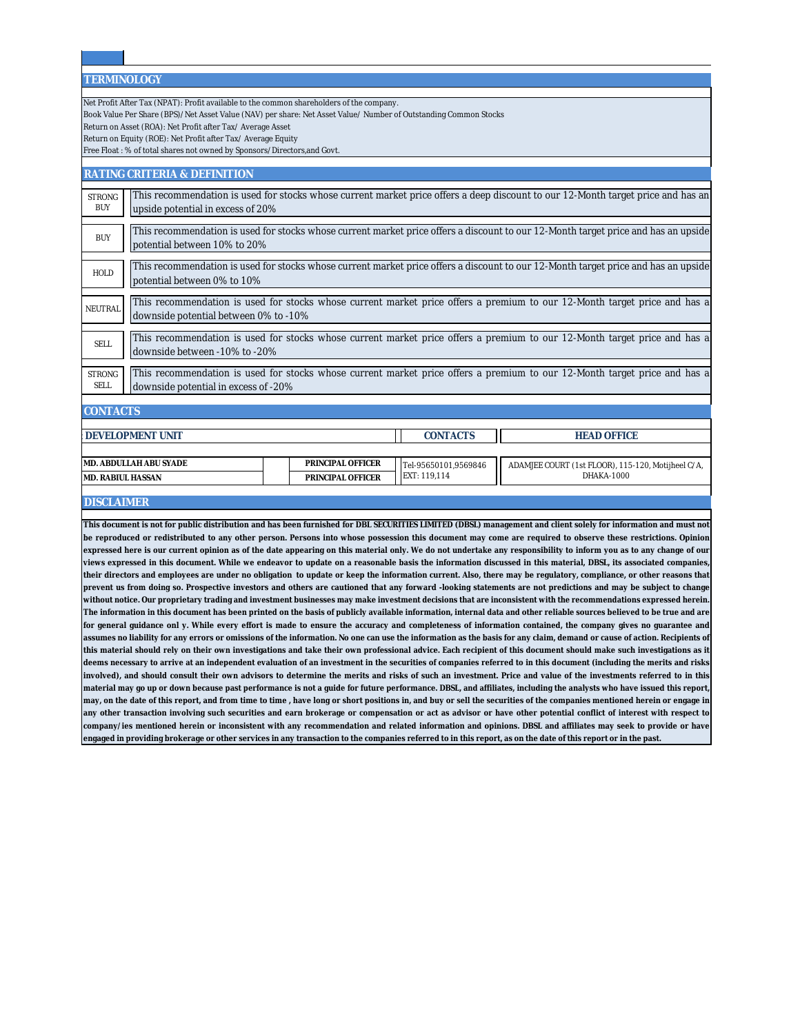## TERMINOLOGY

Net Profit After Tax (NPAT): Profit available to the common shareholders of the company.
Book Value Per Share (BPS)/Net Asset Value (NAV) per share: Net Asset Value/ Number of Outstanding Common Stocks
Return on Asset (ROA): Net Profit after Tax/ Average Asset
Return on Equity (ROE): Net Profit after Tax/ Average Equity
Free Float : % of total shares not owned by Sponsors/Directors,and Govt.

## RATING CRITERIA & DEFINITION

| | |
|---|---|
| STRONG BUY | This recommendation is used for stocks whose current market price offers a deep discount to our 12-Month target price and has an upside potential in excess of 20% |
| BUY | This recommendation is used for stocks whose current market price offers a discount to our 12-Month target price and has an upside potential between 10% to 20% |
| HOLD | This recommendation is used for stocks whose current market price offers a discount to our 12-Month target price and has an upside potential between 0% to 10% |
| NEUTRAL | This recommendation is used for stocks whose current market price offers a premium to our 12-Month target price and has a downside potential between 0% to -10% |
| SELL | This recommendation is used for stocks whose current market price offers a premium to our 12-Month target price and has a downside between -10% to -20% |
| STRONG SELL | This recommendation is used for stocks whose current market price offers a premium to our 12-Month target price and has a downside potential in excess of -20% |

## CONTACTS

| DEVELOPMENT UNIT | | CONTACTS | HEAD OFFICE |
|---|---|---|---|
| MD. ABDULLAH ABU SYADE | PRINCIPAL OFFICER | Tel-95650101,9569846 EXT: 119,114 | ADAMJEE COURT (1st FLOOR), 115-120, Motijheel C/A, DHAKA-1000 |
| MD. RABIUL HASSAN | PRINCIPAL OFFICER | | |

## DISCLAIMER

**This document is not for public distribution and has been furnished for DBL SECURITIES LIMITED (DBSL) management and client solely for information and must not be reproduced or redistributed to any other person. Persons into whose possession this document may come are required to observe these restrictions. Opinion expressed here is our current opinion as of the date appearing on this material only. We do not undertake any responsibility to inform you as to any change of our views expressed in this document. While we endeavor to update on a reasonable basis the information discussed in this material, DBSL, its associated companies, their directors and employees are under no obligation to update or keep the information current. Also, there may be regulatory, compliance, or other reasons that prevent us from doing so. Prospective investors and others are cautioned that any forward -looking statements are not predictions and may be subject to change without notice. Our proprietary trading and investment businesses may make investment decisions that are inconsistent with the recommendations expressed herein. The information in this document has been printed on the basis of publicly available information, internal data and other reliable sources believed to be true and are for general guidance onl y. While every effort is made to ensure the accuracy and completeness of information contained, the company gives no guarantee and assumes no liability for any errors or omissions of the information. No one can use the information as the basis for any claim, demand or cause of action. Recipients of this material should rely on their own investigations and take their own professional advice. Each recipient of this document should make such investigations as it deems necessary to arrive at an independent evaluation of an investment in the securities of companies referred to in this document (including the merits and risks involved), and should consult their own advisors to determine the merits and risks of such an investment. Price and value of the investments referred to in this material may go up or down because past performance is not a guide for future performance. DBSL, and affiliates, including the analysts who have issued this report, may, on the date of this report, and from time to time , have long or short positions in, and buy or sell the securities of the companies mentioned herein or engage in any other transaction involving such securities and earn brokerage or compensation or act as advisor or have other potential conflict of interest with respect to company/ies mentioned herein or inconsistent with any recommendation and related information and opinions. DBSL and affiliates may seek to provide or have engaged in providing brokerage or other services in any transaction to the companies referred to in this report, as on the date of this report or in the past.**